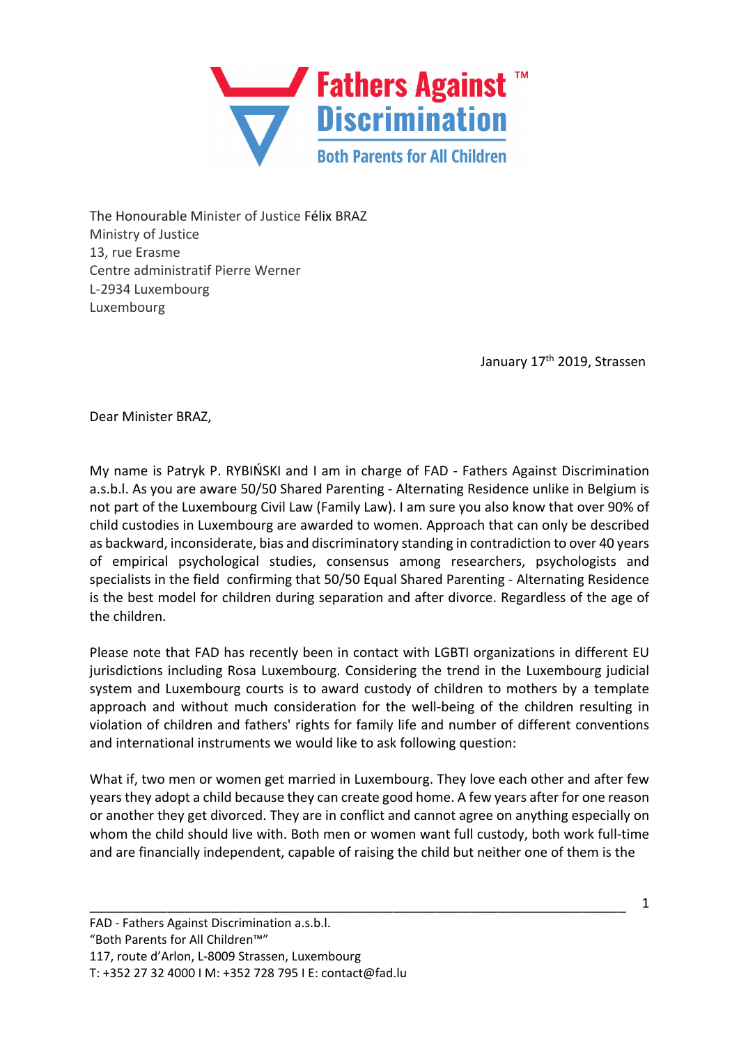Fathers Against™ Discrimination

Both Parents for All Children

The Honourable Minister of Justice Félix BRAZ  
Ministry of Justice  
13, rue Erasme  
Centre administratif Pierre Werner  
L-2934 Luxembourg  
Luxembourg

January 17th 2019, Strassen

Dear Minister BRAZ,

My name is Patryk P. RYBIŃSKI and I am in charge of FAD - Fathers Against Discrimination a.s.b.l. As you are aware 50/50 Shared Parenting - Alternating Residence unlike in Belgium is not part of the Luxembourg Civil Law (Family Law). I am sure you also know that over 90% of child custodies in Luxembourg are awarded to women. Approach that can only be described as backward, inconsiderate, bias and discriminatory standing in contradiction to over 40 years of empirical psychological studies, consensus among researchers, psychologists and specialists in the field confirming that 50/50 Equal Shared Parenting - Alternating Residence is the best model for children during separation and after divorce. Regardless of the age of the children.

Please note that FAD has recently been in contact with LGBTI organizations in different EU jurisdictions including Rosa Luxembourg. Considering the trend in the Luxembourg judicial system and Luxembourg courts is to award custody of children to mothers by a template approach and without much consideration for the well-being of the children resulting in violation of children and fathers' rights for family life and number of different conventions and international instruments we would like to ask following question:

What if, two men or women get married in Luxembourg. They love each other and after few years they adopt a child because they can create good home. A few years after for one reason or another they get divorced. They are in conflict and cannot agree on anything especially on whom the child should live with. Both men or women want full custody, both work full-time and are financially independent, capable of raising the child but neither one of them is the

FAD - Fathers Against Discrimination a.s.b.l.  
"Both Parents for All Children™"  
117, route d'Arlon, L-8009 Strassen, Luxembourg  
T: +352 27 32 4000 I M: +352 728 795 I E: contact@fad.lu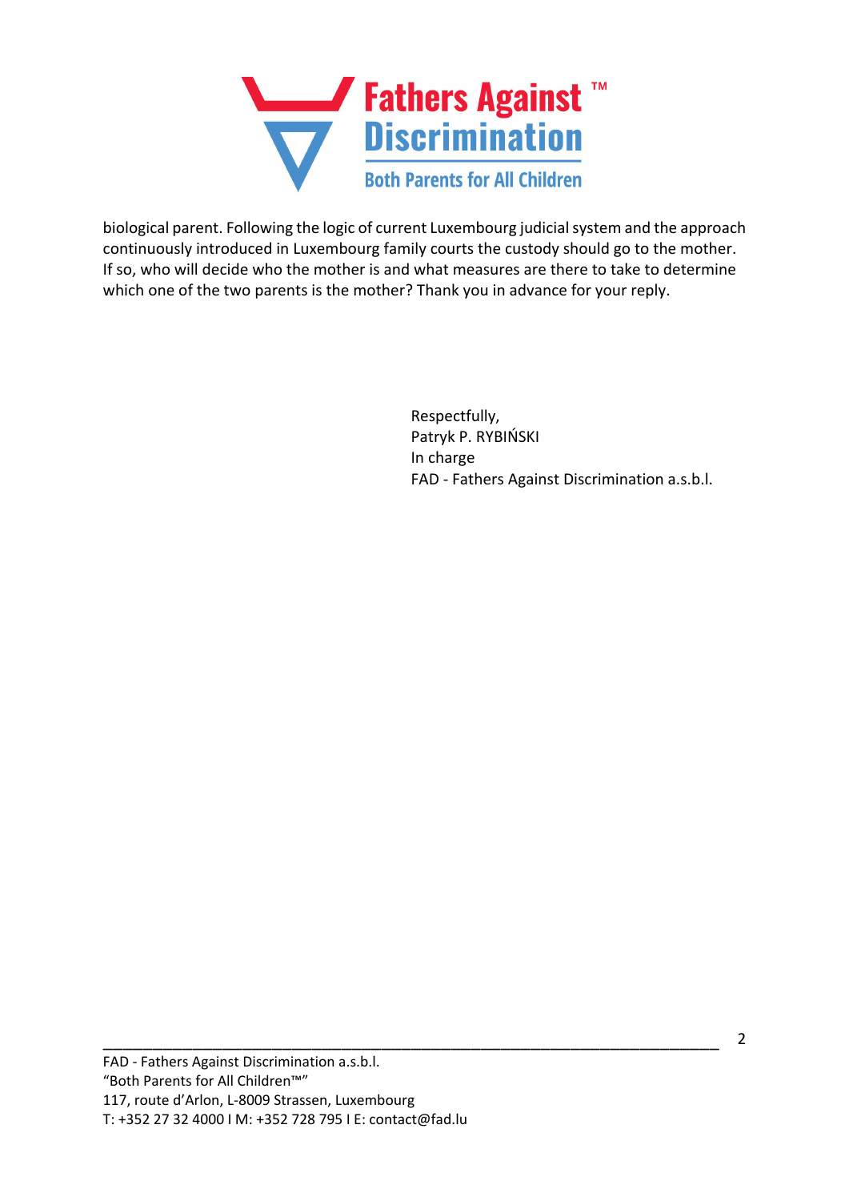biological parent. Following the logic of current Luxembourg judicial system and the approach continuously introduced in Luxembourg family courts the custody should go to the mother. If so, who will decide who the mother is and what measures are there to take to determine which one of the two parents is the mother? Thank you in advance for your reply.

Respectfully,  
Patryk P. RYBIŃSKI  
In charge  
FAD - Fathers Against Discrimination a.s.b.l.